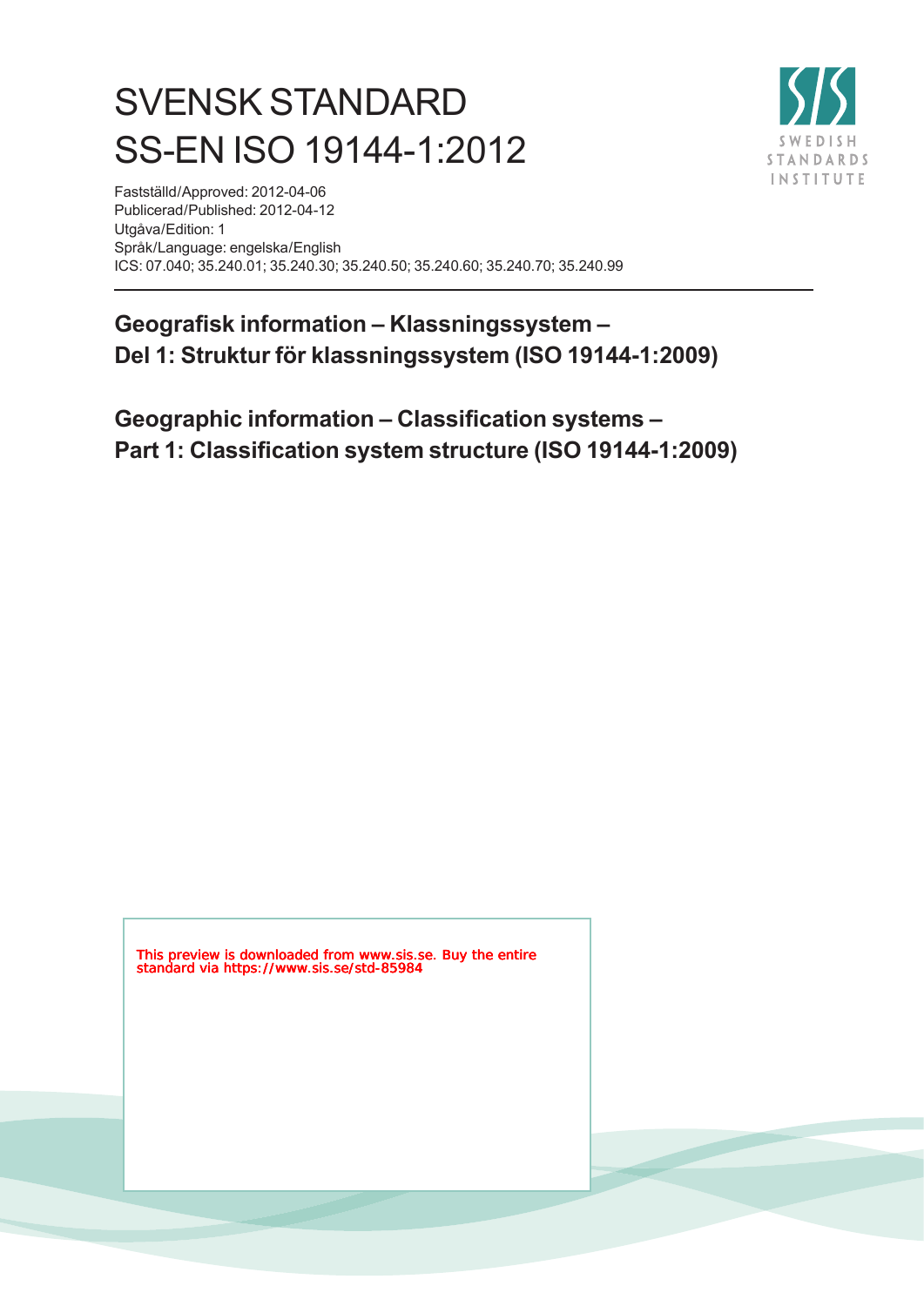# SVENSK STANDARD
# SS-EN ISO 19144-1:2012

Fastställd/Approved: 2012-04-06
Publicerad/Published: 2012-04-12
Utgåva/Edition: 1
Språk/Language: engelska/English
ICS: 07.040; 35.240.01; 35.240.30; 35.240.50; 35.240.60; 35.240.70; 35.240.99

## Geografisk information – Klassningssystem – Del 1: Struktur för klassningssystem (ISO 19144-1:2009)

## Geographic information – Classification systems – Part 1: Classification system structure (ISO 19144-1:2009)

This preview is downloaded from www.sis.se. Buy the entire standard via https://www.sis.se/std-85984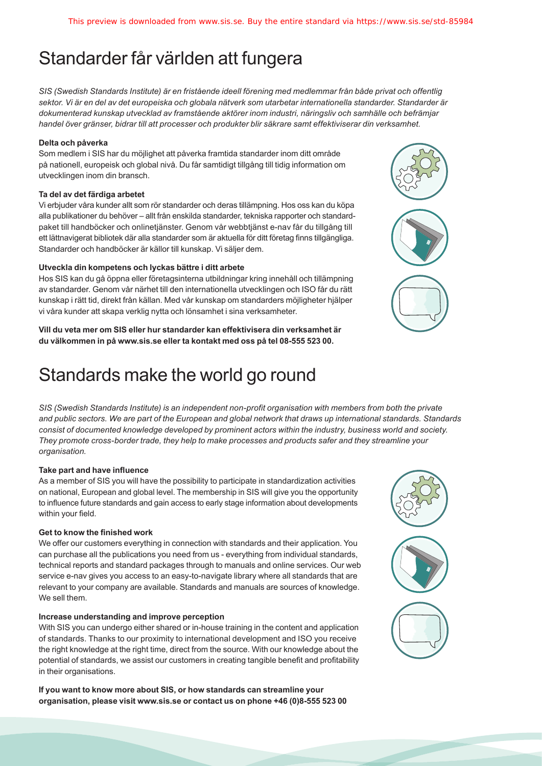# Standarder får världen att fungera

*SIS (Swedish Standards Institute) är en fristående ideell förening med medlemmar från både privat och offentlig sektor. Vi är en del av det europeiska och globala nätverk som utarbetar internationella standarder. Standarder är dokumenterad kunskap utvecklad av framstående aktörer inom industri, näringsliv och samhälle och befrämjar handel över gränser, bidrar till att processer och produkter blir säkrare samt effektiviserar din verksamhet.*

**Delta och påverka**

Som medlem i SIS har du möjlighet att påverka framtida standarder inom ditt område på nationell, europeisk och global nivå. Du får samtidigt tillgång till tidig information om utvecklingen inom din bransch.

**Ta del av det färdiga arbetet**

Vi erbjuder våra kunder allt som rör standarder och deras tillämpning. Hos oss kan du köpa alla publikationer du behöver – allt från enskilda standarder, tekniska rapporter och standardpaket till handböcker och onlinetjänster. Genom vår webbtjänst e-nav får du tillgång till ett lättnavigerat bibliotek där alla standarder som är aktuella för ditt företag finns tillgängliga. Standarder och handböcker är källor till kunskap. Vi säljer dem.

**Utveckla din kompetens och lyckas bättre i ditt arbete**

Hos SIS kan du gå öppna eller företagsinterna utbildningar kring innehåll och tillämpning av standarder. Genom vår närhet till den internationella utvecklingen och ISO får du rätt kunskap i rätt tid, direkt från källan. Med vår kunskap om standarders möjligheter hjälper vi våra kunder att skapa verklig nytta och lönsamhet i sina verksamheter.

**Vill du veta mer om SIS eller hur standarder kan effektivisera din verksamhet är du välkommen in på www.sis.se eller ta kontakt med oss på tel 08-555 523 00.**

# Standards make the world go round

*SIS (Swedish Standards Institute) is an independent non-profit organisation with members from both the private and public sectors. We are part of the European and global network that draws up international standards. Standards consist of documented knowledge developed by prominent actors within the industry, business world and society. They promote cross-border trade, they help to make processes and products safer and they streamline your organisation.*

**Take part and have influence**

As a member of SIS you will have the possibility to participate in standardization activities on national, European and global level. The membership in SIS will give you the opportunity to influence future standards and gain access to early stage information about developments within your field.

**Get to know the finished work**

We offer our customers everything in connection with standards and their application. You can purchase all the publications you need from us - everything from individual standards, technical reports and standard packages through to manuals and online services. Our web service e-nav gives you access to an easy-to-navigate library where all standards that are relevant to your company are available. Standards and manuals are sources of knowledge. We sell them.

**Increase understanding and improve perception**

With SIS you can undergo either shared or in-house training in the content and application of standards. Thanks to our proximity to international development and ISO you receive the right knowledge at the right time, direct from the source. With our knowledge about the potential of standards, we assist our customers in creating tangible benefit and profitability in their organisations.

**If you want to know more about SIS, or how standards can streamline your organisation, please visit www.sis.se or contact us on phone +46 (0)8-555 523 00**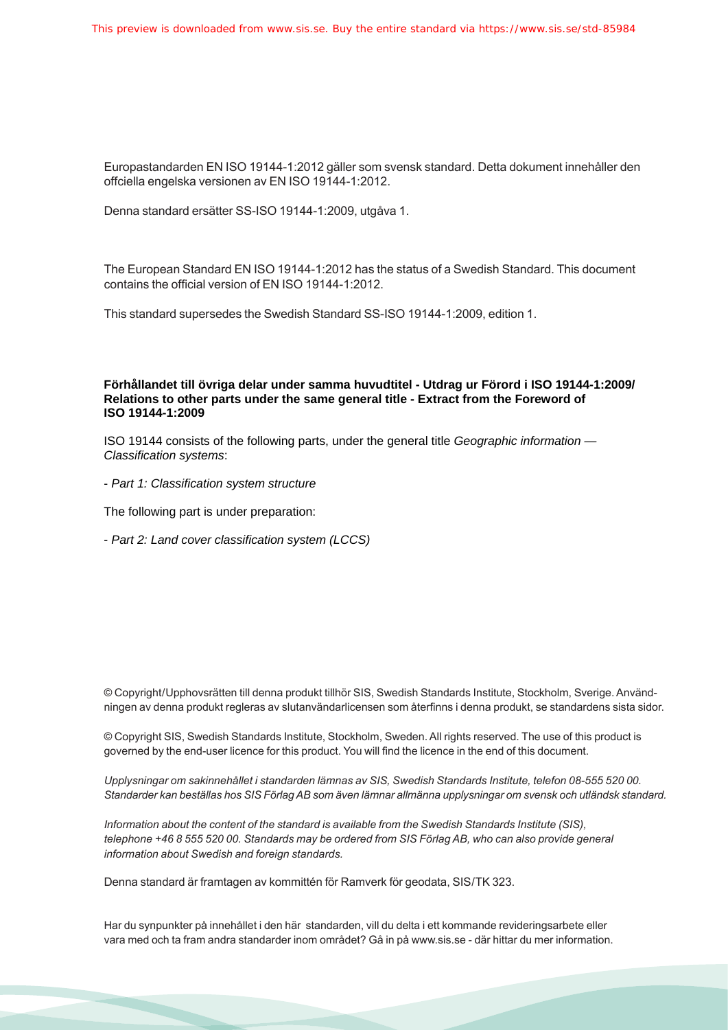Europastandarden EN ISO 19144-1:2012 gäller som svensk standard. Detta dokument innehåller den offciella engelska versionen av EN ISO 19144-1:2012.

Denna standard ersätter SS-ISO 19144-1:2009, utgåva 1.

The European Standard EN ISO 19144-1:2012 has the status of a Swedish Standard. This document contains the official version of EN ISO 19144-1:2012.

This standard supersedes the Swedish Standard SS-ISO 19144-1:2009, edition 1.

**Förhållandet till övriga delar under samma huvudtitel - Utdrag ur Förord i ISO 19144-1:2009/ Relations to other parts under the same general title - Extract from the Foreword of ISO 19144-1:2009**

ISO 19144 consists of the following parts, under the general title *Geographic information — Classification systems*:

- *Part 1: Classification system structure*

The following part is under preparation:

- *Part 2: Land cover classification system (LCCS)*

© Copyright/Upphovsrätten till denna produkt tillhör SIS, Swedish Standards Institute, Stockholm, Sverige. Användningen av denna produkt regleras av slutanvändarlicensen som återfinns i denna produkt, se standardens sista sidor.

© Copyright SIS, Swedish Standards Institute, Stockholm, Sweden. All rights reserved. The use of this product is governed by the end-user licence for this product. You will find the licence in the end of this document.

*Upplysningar om sakinnehållet i standarden lämnas av SIS, Swedish Standards Institute, telefon 08-555 520 00. Standarder kan beställas hos SIS Förlag AB som även lämnar allmänna upplysningar om svensk och utländsk standard.*

*Information about the content of the standard is available from the Swedish Standards Institute (SIS), telephone +46 8 555 520 00. Standards may be ordered from SIS Förlag AB, who can also provide general information about Swedish and foreign standards.*

Denna standard är framtagen av kommittén för Ramverk för geodata, SIS/TK 323.

Har du synpunkter på innehållet i den här standarden, vill du delta i ett kommande revideringsarbete eller vara med och ta fram andra standarder inom området? Gå in på www.sis.se - där hittar du mer information.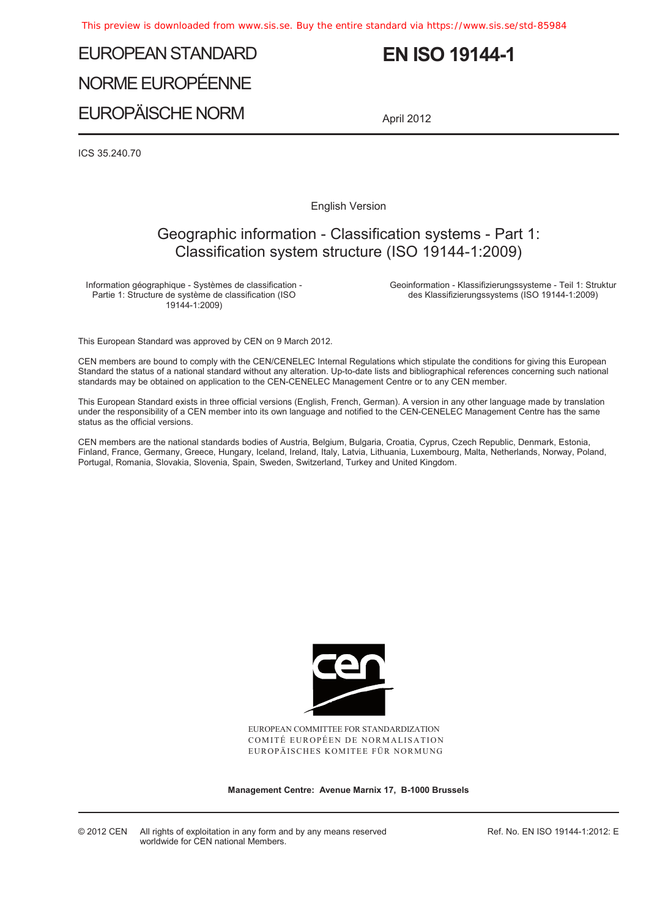# EUROPEAN STANDARD
# NORME EUROPÉENNE
# EUROPÄISCHE NORM

# EN ISO 19144-1

April 2012

ICS 35.240.70

English Version

## Geographic information - Classification systems - Part 1: Classification system structure (ISO 19144-1:2009)

Information géographique - Systèmes de classification - Partie 1: Structure de système de classification (ISO 19144-1:2009)

Geoinformation - Klassifizierungssysteme - Teil 1: Struktur des Klassifizierungssystems (ISO 19144-1:2009)

This European Standard was approved by CEN on 9 March 2012.

CEN members are bound to comply with the CEN/CENELEC Internal Regulations which stipulate the conditions for giving this European Standard the status of a national standard without any alteration. Up-to-date lists and bibliographical references concerning such national standards may be obtained on application to the CEN-CENELEC Management Centre or to any CEN member.

This European Standard exists in three official versions (English, French, German). A version in any other language made by translation under the responsibility of a CEN member into its own language and notified to the CEN-CENELEC Management Centre has the same status as the official versions.

CEN members are the national standards bodies of Austria, Belgium, Bulgaria, Croatia, Cyprus, Czech Republic, Denmark, Estonia, Finland, France, Germany, Greece, Hungary, Iceland, Ireland, Italy, Latvia, Lithuania, Luxembourg, Malta, Netherlands, Norway, Poland, Portugal, Romania, Slovakia, Slovenia, Spain, Sweden, Switzerland, Turkey and United Kingdom.

EUROPEAN COMMITTEE FOR STANDARDIZATION
COMITÉ EUROPÉEN DE NORMALISATION
EUROPÄISCHES KOMITEE FÜR NORMUNG

**Management Centre: Avenue Marnix 17, B-1000 Brussels**

© 2012 CEN All rights of exploitation in any form and by any means reserved worldwide for CEN national Members.

Ref. No. EN ISO 19144-1:2012: E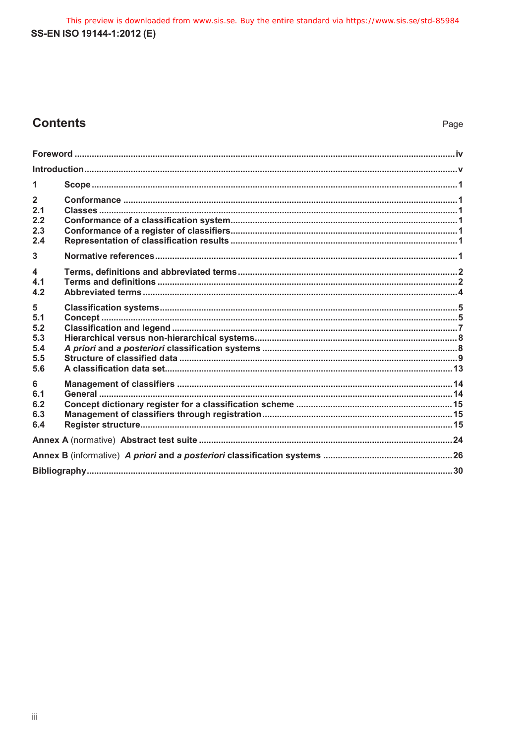# Contents

Page

**Foreword** ..... iv

**Introduction** ..... v

**1 Scope** ..... 1

**2 Conformance** ..... 1
**2.1 Classes** ..... 1
**2.2 Conformance of a classification system** ..... 1
**2.3 Conformance of a register of classifiers** ..... 1
**2.4 Representation of classification results** ..... 1

**3 Normative references** ..... 1

**4 Terms, definitions and abbreviated terms** ..... 2
**4.1 Terms and definitions** ..... 2
**4.2 Abbreviated terms** ..... 4

**5 Classification systems** ..... 5
**5.1 Concept** ..... 5
**5.2 Classification and legend** ..... 7
**5.3 Hierarchical versus non-hierarchical systems** ..... 8
**5.4 *A priori* and *a posteriori* classification systems** ..... 8
**5.5 Structure of classified data** ..... 9
**5.6 A classification data set** ..... 13

**6 Management of classifiers** ..... 14
**6.1 General** ..... 14
**6.2 Concept dictionary register for a classification scheme** ..... 15
**6.3 Management of classifiers through registration** ..... 15
**6.4 Register structure** ..... 15

**Annex A** (normative) **Abstract test suite** ..... 24

**Annex B** (informative) ***A priori* and *a posteriori* classification systems** ..... 26

**Bibliography** ..... 30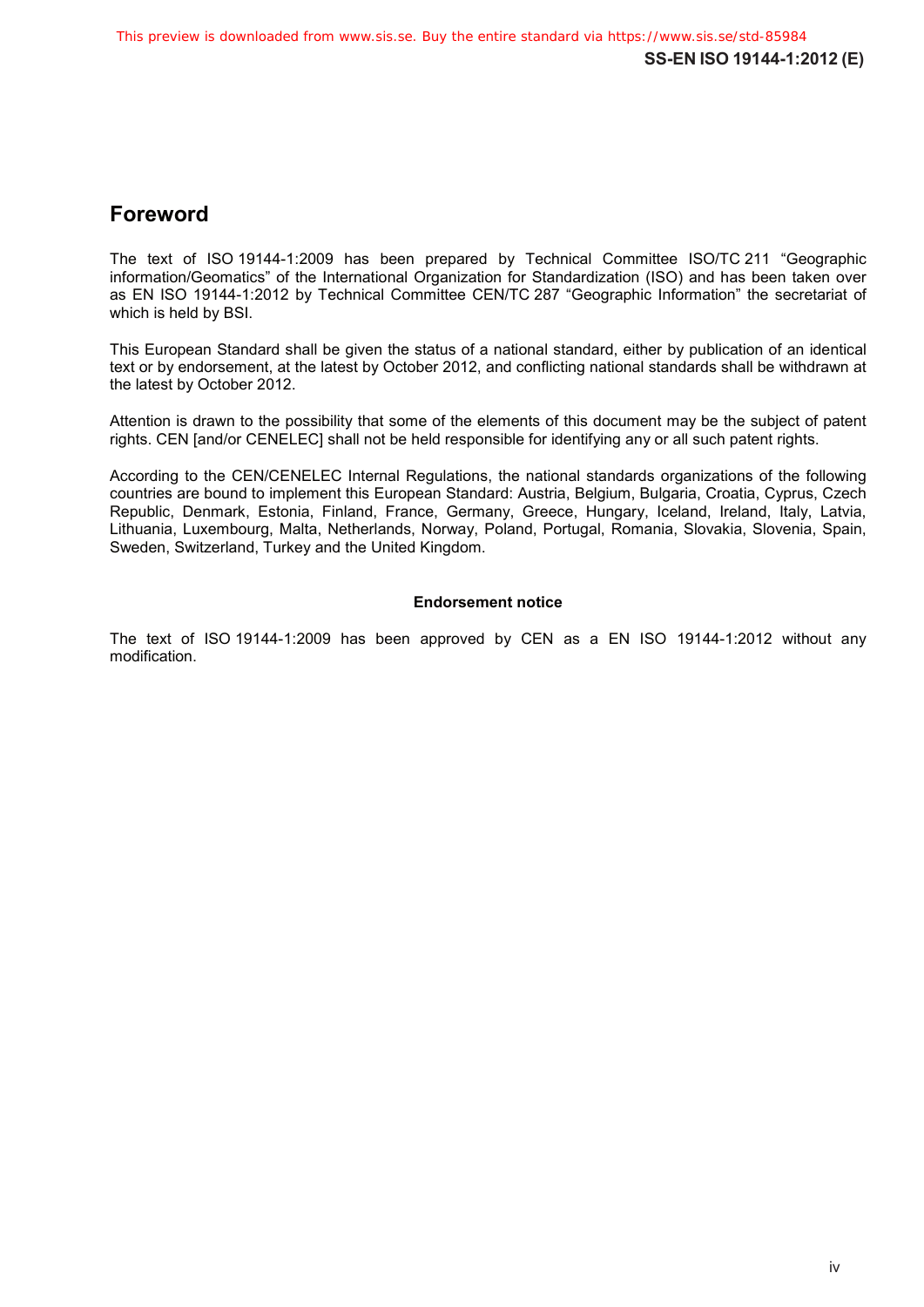## Foreword

The text of ISO 19144-1:2009 has been prepared by Technical Committee ISO/TC 211 "Geographic information/Geomatics" of the International Organization for Standardization (ISO) and has been taken over as EN ISO 19144-1:2012 by Technical Committee CEN/TC 287 "Geographic Information" the secretariat of which is held by BSI.

This European Standard shall be given the status of a national standard, either by publication of an identical text or by endorsement, at the latest by October 2012, and conflicting national standards shall be withdrawn at the latest by October 2012.

Attention is drawn to the possibility that some of the elements of this document may be the subject of patent rights. CEN [and/or CENELEC] shall not be held responsible for identifying any or all such patent rights.

According to the CEN/CENELEC Internal Regulations, the national standards organizations of the following countries are bound to implement this European Standard: Austria, Belgium, Bulgaria, Croatia, Cyprus, Czech Republic, Denmark, Estonia, Finland, France, Germany, Greece, Hungary, Iceland, Ireland, Italy, Latvia, Lithuania, Luxembourg, Malta, Netherlands, Norway, Poland, Portugal, Romania, Slovakia, Slovenia, Spain, Sweden, Switzerland, Turkey and the United Kingdom.

**Endorsement notice**

The text of ISO 19144-1:2009 has been approved by CEN as a EN ISO 19144-1:2012 without any modification.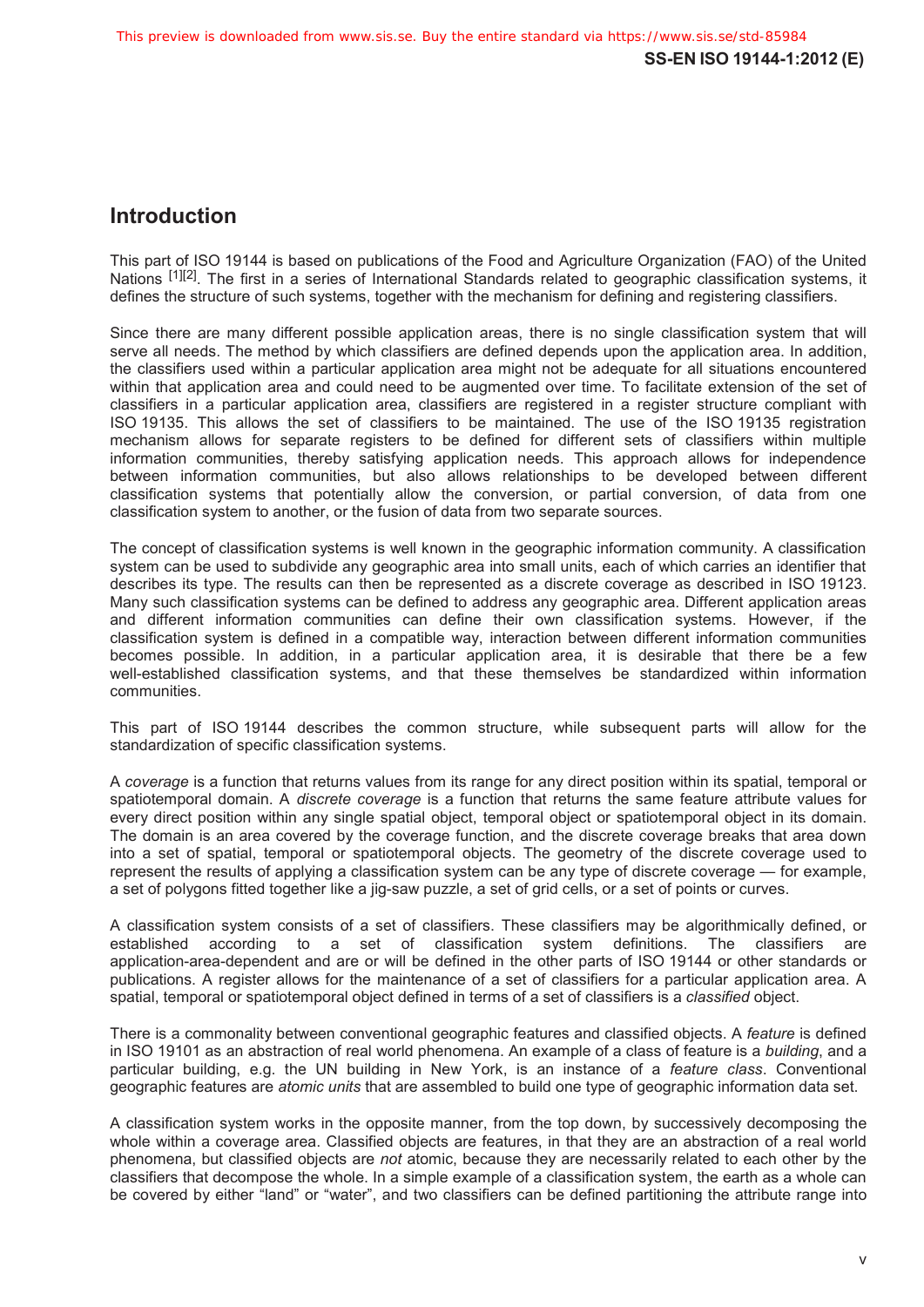## Introduction

This part of ISO 19144 is based on publications of the Food and Agriculture Organization (FAO) of the United Nations [1][2]. The first in a series of International Standards related to geographic classification systems, it defines the structure of such systems, together with the mechanism for defining and registering classifiers.

Since there are many different possible application areas, there is no single classification system that will serve all needs. The method by which classifiers are defined depends upon the application area. In addition, the classifiers used within a particular application area might not be adequate for all situations encountered within that application area and could need to be augmented over time. To facilitate extension of the set of classifiers in a particular application area, classifiers are registered in a register structure compliant with ISO 19135. This allows the set of classifiers to be maintained. The use of the ISO 19135 registration mechanism allows for separate registers to be defined for different sets of classifiers within multiple information communities, thereby satisfying application needs. This approach allows for independence between information communities, but also allows relationships to be developed between different classification systems that potentially allow the conversion, or partial conversion, of data from one classification system to another, or the fusion of data from two separate sources.

The concept of classification systems is well known in the geographic information community. A classification system can be used to subdivide any geographic area into small units, each of which carries an identifier that describes its type. The results can then be represented as a discrete coverage as described in ISO 19123. Many such classification systems can be defined to address any geographic area. Different application areas and different information communities can define their own classification systems. However, if the classification system is defined in a compatible way, interaction between different information communities becomes possible. In addition, in a particular application area, it is desirable that there be a few well-established classification systems, and that these themselves be standardized within information communities.

This part of ISO 19144 describes the common structure, while subsequent parts will allow for the standardization of specific classification systems.

A *coverage* is a function that returns values from its range for any direct position within its spatial, temporal or spatiotemporal domain. A *discrete coverage* is a function that returns the same feature attribute values for every direct position within any single spatial object, temporal object or spatiotemporal object in its domain. The domain is an area covered by the coverage function, and the discrete coverage breaks that area down into a set of spatial, temporal or spatiotemporal objects. The geometry of the discrete coverage used to represent the results of applying a classification system can be any type of discrete coverage — for example, a set of polygons fitted together like a jig-saw puzzle, a set of grid cells, or a set of points or curves.

A classification system consists of a set of classifiers. These classifiers may be algorithmically defined, or established according to a set of classification system definitions. The classifiers are application-area-dependent and are or will be defined in the other parts of ISO 19144 or other standards or publications. A register allows for the maintenance of a set of classifiers for a particular application area. A spatial, temporal or spatiotemporal object defined in terms of a set of classifiers is a *classified* object.

There is a commonality between conventional geographic features and classified objects. A *feature* is defined in ISO 19101 as an abstraction of real world phenomena. An example of a class of feature is a *building*, and a particular building, e.g. the UN building in New York, is an instance of a *feature class*. Conventional geographic features are *atomic units* that are assembled to build one type of geographic information data set.

A classification system works in the opposite manner, from the top down, by successively decomposing the whole within a coverage area. Classified objects are features, in that they are an abstraction of a real world phenomena, but classified objects are *not* atomic, because they are necessarily related to each other by the classifiers that decompose the whole. In a simple example of a classification system, the earth as a whole can be covered by either "land" or "water", and two classifiers can be defined partitioning the attribute range into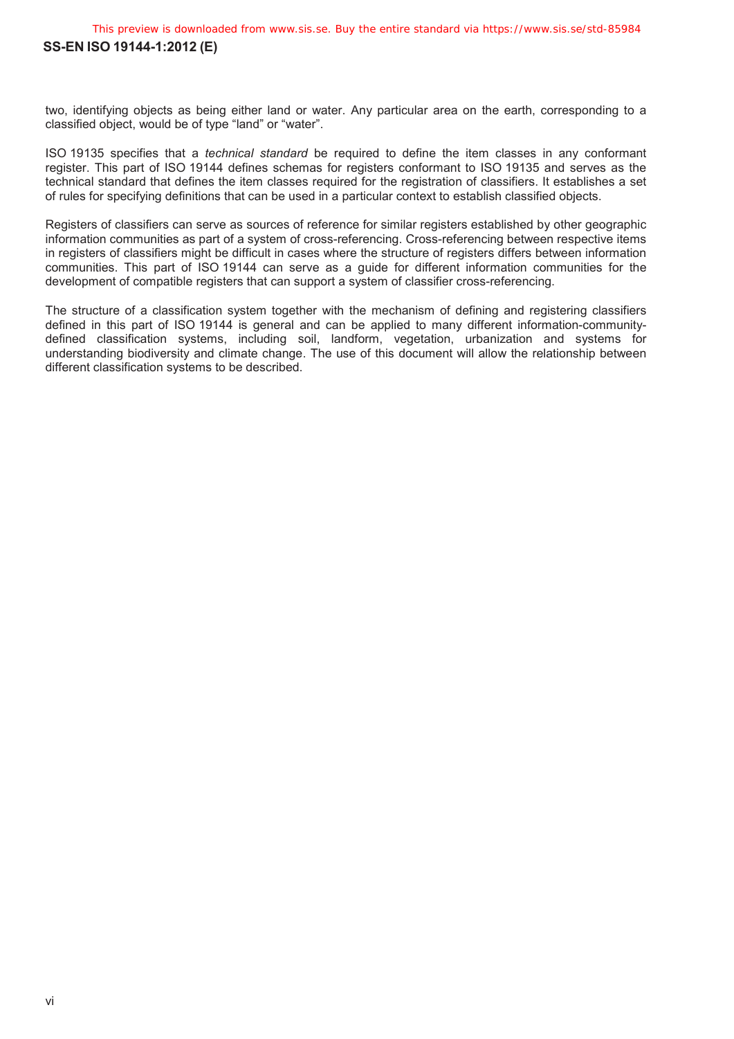two, identifying objects as being either land or water. Any particular area on the earth, corresponding to a classified object, would be of type “land” or “water”.

ISO 19135 specifies that a *technical standard* be required to define the item classes in any conformant register. This part of ISO 19144 defines schemas for registers conformant to ISO 19135 and serves as the technical standard that defines the item classes required for the registration of classifiers. It establishes a set of rules for specifying definitions that can be used in a particular context to establish classified objects.

Registers of classifiers can serve as sources of reference for similar registers established by other geographic information communities as part of a system of cross-referencing. Cross-referencing between respective items in registers of classifiers might be difficult in cases where the structure of registers differs between information communities. This part of ISO 19144 can serve as a guide for different information communities for the development of compatible registers that can support a system of classifier cross-referencing.

The structure of a classification system together with the mechanism of defining and registering classifiers defined in this part of ISO 19144 is general and can be applied to many different information-community-defined classification systems, including soil, landform, vegetation, urbanization and systems for understanding biodiversity and climate change. The use of this document will allow the relationship between different classification systems to be described.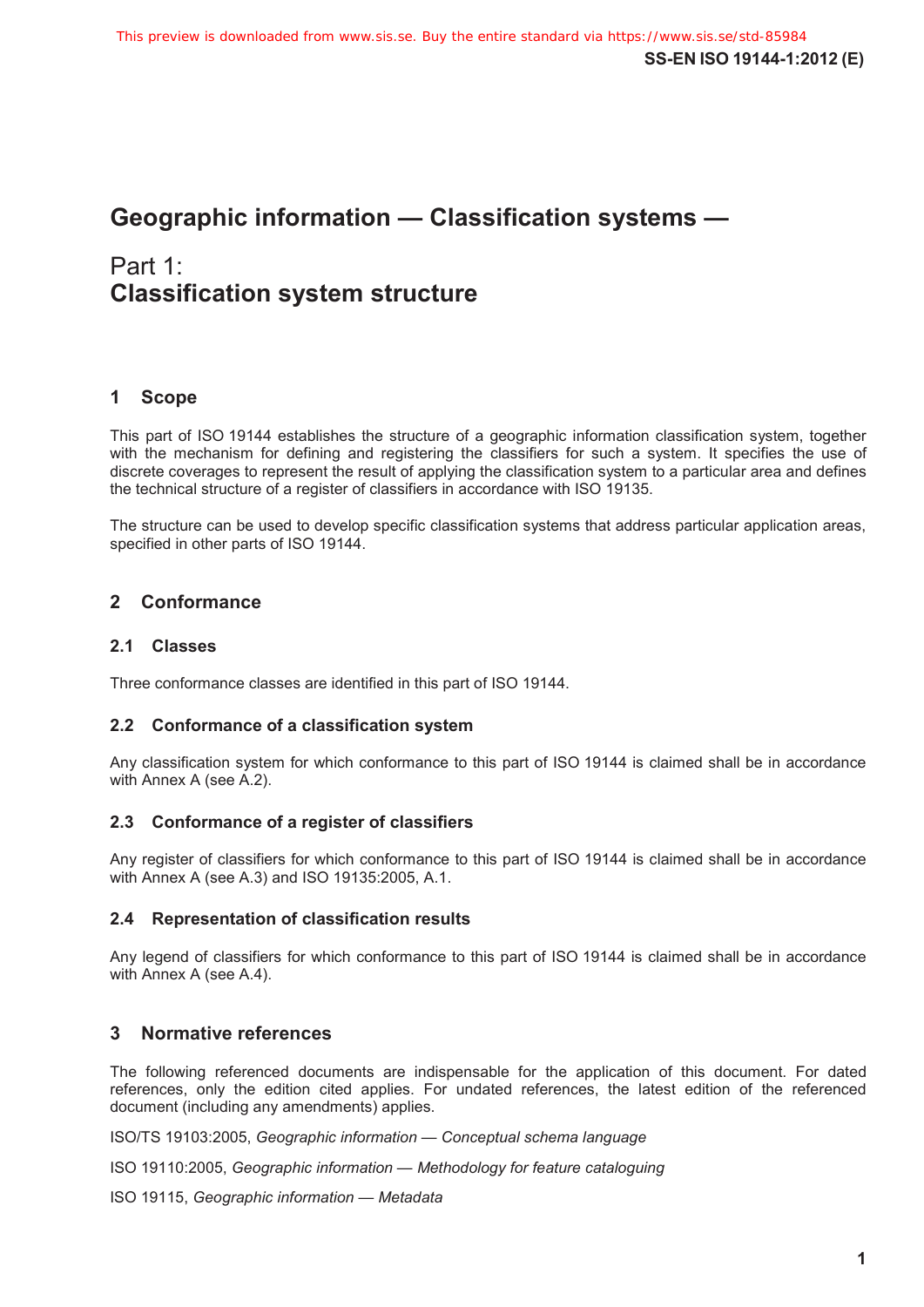# Geographic information — Classification systems —

## Part 1: Classification system structure

## 1 Scope

This part of ISO 19144 establishes the structure of a geographic information classification system, together with the mechanism for defining and registering the classifiers for such a system. It specifies the use of discrete coverages to represent the result of applying the classification system to a particular area and defines the technical structure of a register of classifiers in accordance with ISO 19135.

The structure can be used to develop specific classification systems that address particular application areas, specified in other parts of ISO 19144.

## 2 Conformance

### 2.1 Classes

Three conformance classes are identified in this part of ISO 19144.

### 2.2 Conformance of a classification system

Any classification system for which conformance to this part of ISO 19144 is claimed shall be in accordance with Annex A (see A.2).

### 2.3 Conformance of a register of classifiers

Any register of classifiers for which conformance to this part of ISO 19144 is claimed shall be in accordance with Annex A (see A.3) and ISO 19135:2005, A.1.

### 2.4 Representation of classification results

Any legend of classifiers for which conformance to this part of ISO 19144 is claimed shall be in accordance with Annex A (see A.4).

## 3 Normative references

The following referenced documents are indispensable for the application of this document. For dated references, only the edition cited applies. For undated references, the latest edition of the referenced document (including any amendments) applies.

ISO/TS 19103:2005, *Geographic information — Conceptual schema language*

ISO 19110:2005, *Geographic information — Methodology for feature cataloguing*

ISO 19115, *Geographic information — Metadata*